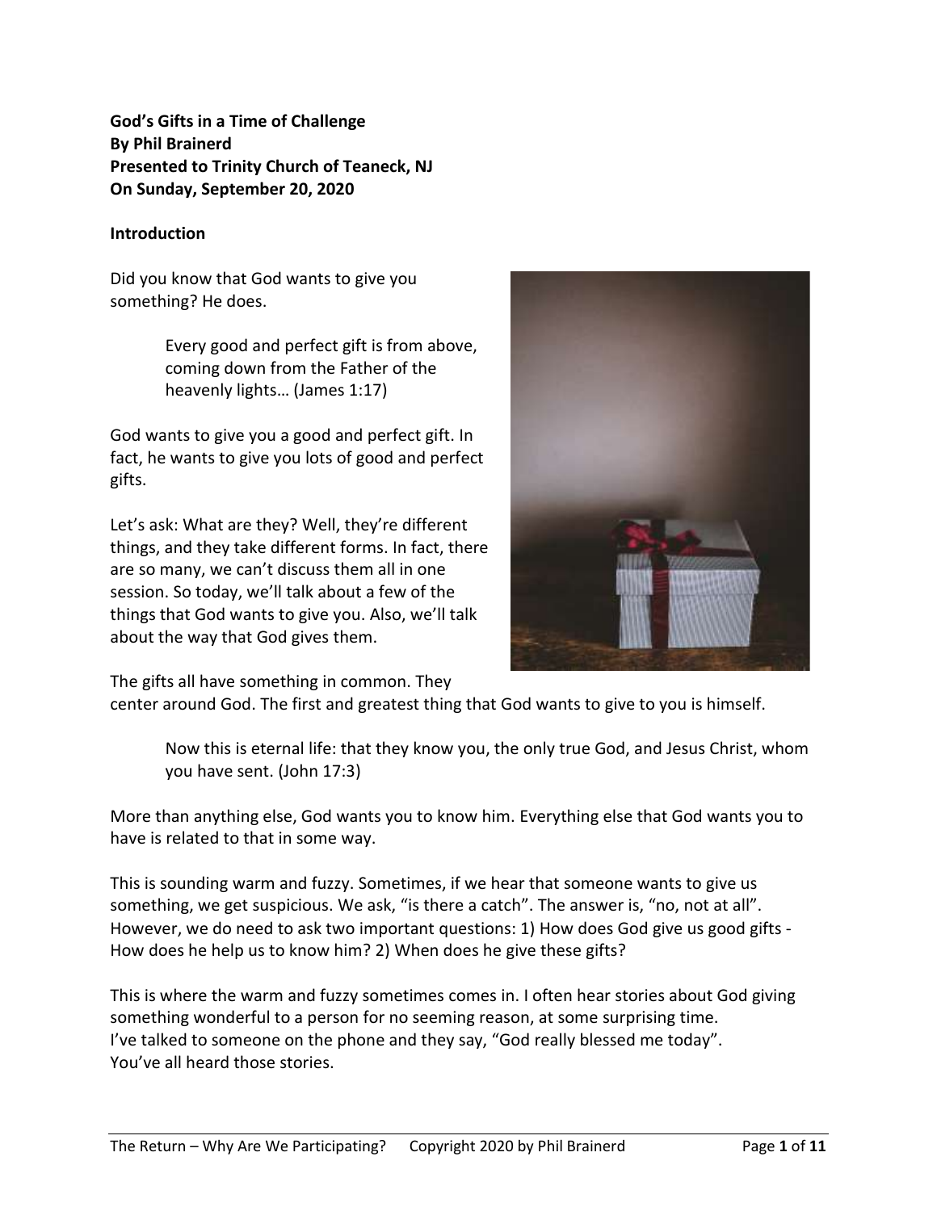**God's Gifts in a Time of Challenge**
**By Phil Brainerd**
**Presented to Trinity Church of Teaneck, NJ**
**On Sunday, September 20, 2020**

**Introduction**

Did you know that God wants to give you something? He does.

> Every good and perfect gift is from above, coming down from the Father of the heavenly lights… (James 1:17)

God wants to give you a good and perfect gift. In fact, he wants to give you lots of good and perfect gifts.

Let's ask: What are they? Well, they're different things, and they take different forms. In fact, there are so many, we can't discuss them all in one session. So today, we'll talk about a few of the things that God wants to give you. Also, we'll talk about the way that God gives them.

The gifts all have something in common. They center around God. The first and greatest thing that God wants to give to you is himself.

> Now this is eternal life: that they know you, the only true God, and Jesus Christ, whom you have sent. (John 17:3)

More than anything else, God wants you to know him. Everything else that God wants you to have is related to that in some way.

This is sounding warm and fuzzy. Sometimes, if we hear that someone wants to give us something, we get suspicious. We ask, "is there a catch". The answer is, "no, not at all". However, we do need to ask two important questions: 1) How does God give us good gifts - How does he help us to know him? 2) When does he give these gifts?

This is where the warm and fuzzy sometimes comes in. I often hear stories about God giving something wonderful to a person for no seeming reason, at some surprising time. I've talked to someone on the phone and they say, "God really blessed me today". You've all heard those stories.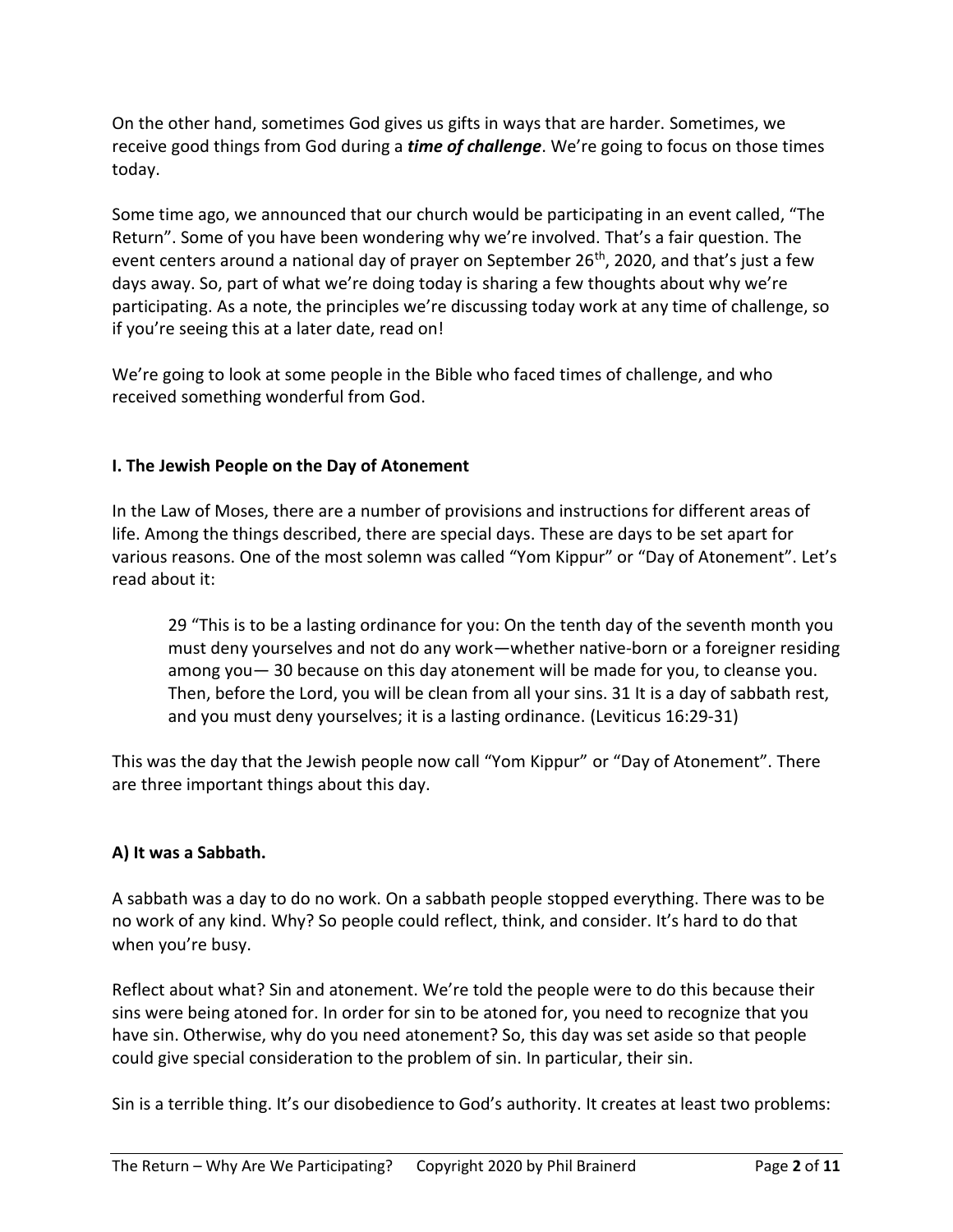On the other hand, sometimes God gives us gifts in ways that are harder. Sometimes, we receive good things from God during a ***time of challenge***. We're going to focus on those times today.

Some time ago, we announced that our church would be participating in an event called, "The Return". Some of you have been wondering why we're involved. That's a fair question. The event centers around a national day of prayer on September 26th, 2020, and that's just a few days away. So, part of what we're doing today is sharing a few thoughts about why we're participating. As a note, the principles we're discussing today work at any time of challenge, so if you're seeing this at a later date, read on!

We're going to look at some people in the Bible who faced times of challenge, and who received something wonderful from God.

**I. The Jewish People on the Day of Atonement**

In the Law of Moses, there are a number of provisions and instructions for different areas of life. Among the things described, there are special days. These are days to be set apart for various reasons. One of the most solemn was called "Yom Kippur" or "Day of Atonement". Let's read about it:

> 29 "This is to be a lasting ordinance for you: On the tenth day of the seventh month you must deny yourselves and not do any work—whether native-born or a foreigner residing among you— 30 because on this day atonement will be made for you, to cleanse you. Then, before the Lord, you will be clean from all your sins. 31 It is a day of sabbath rest, and you must deny yourselves; it is a lasting ordinance. (Leviticus 16:29-31)

This was the day that the Jewish people now call "Yom Kippur" or "Day of Atonement". There are three important things about this day.

**A) It was a Sabbath.**

A sabbath was a day to do no work. On a sabbath people stopped everything. There was to be no work of any kind. Why? So people could reflect, think, and consider. It's hard to do that when you're busy.

Reflect about what? Sin and atonement. We're told the people were to do this because their sins were being atoned for. In order for sin to be atoned for, you need to recognize that you have sin. Otherwise, why do you need atonement? So, this day was set aside so that people could give special consideration to the problem of sin. In particular, their sin.

Sin is a terrible thing. It's our disobedience to God's authority. It creates at least two problems: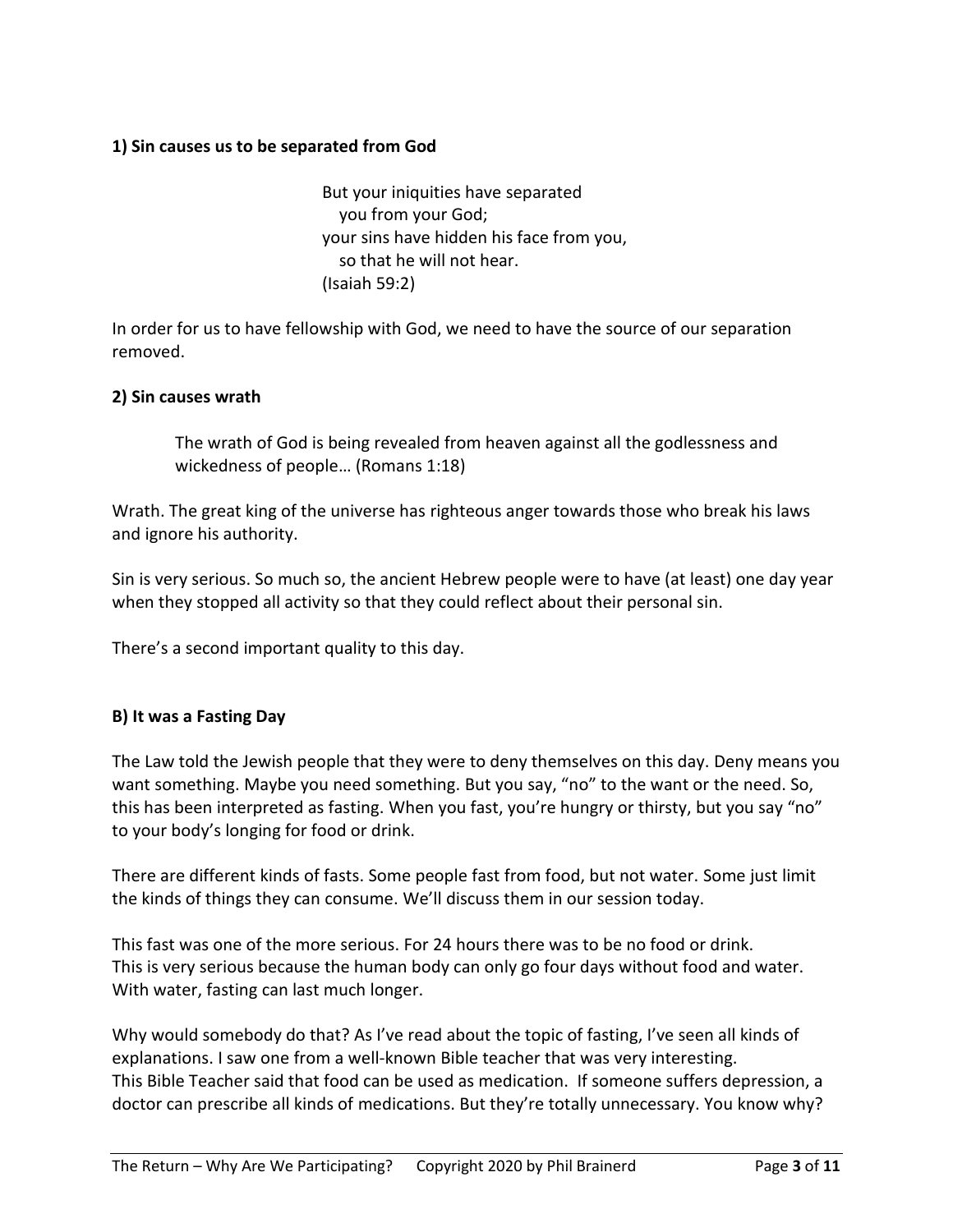**1) Sin causes us to be separated from God**

> But your iniquities have separated
> you from your God;
> your sins have hidden his face from you,
> so that he will not hear.
> (Isaiah 59:2)

In order for us to have fellowship with God, we need to have the source of our separation removed.

**2) Sin causes wrath**

> The wrath of God is being revealed from heaven against all the godlessness and wickedness of people… (Romans 1:18)

Wrath. The great king of the universe has righteous anger towards those who break his laws and ignore his authority.

Sin is very serious. So much so, the ancient Hebrew people were to have (at least) one day year when they stopped all activity so that they could reflect about their personal sin.

There's a second important quality to this day.

**B) It was a Fasting Day**

The Law told the Jewish people that they were to deny themselves on this day. Deny means you want something. Maybe you need something. But you say, "no" to the want or the need. So, this has been interpreted as fasting. When you fast, you're hungry or thirsty, but you say "no" to your body's longing for food or drink.

There are different kinds of fasts. Some people fast from food, but not water. Some just limit the kinds of things they can consume. We'll discuss them in our session today.

This fast was one of the more serious. For 24 hours there was to be no food or drink. This is very serious because the human body can only go four days without food and water. With water, fasting can last much longer.

Why would somebody do that? As I've read about the topic of fasting, I've seen all kinds of explanations. I saw one from a well-known Bible teacher that was very interesting. This Bible Teacher said that food can be used as medication. If someone suffers depression, a doctor can prescribe all kinds of medications. But they're totally unnecessary. You know why?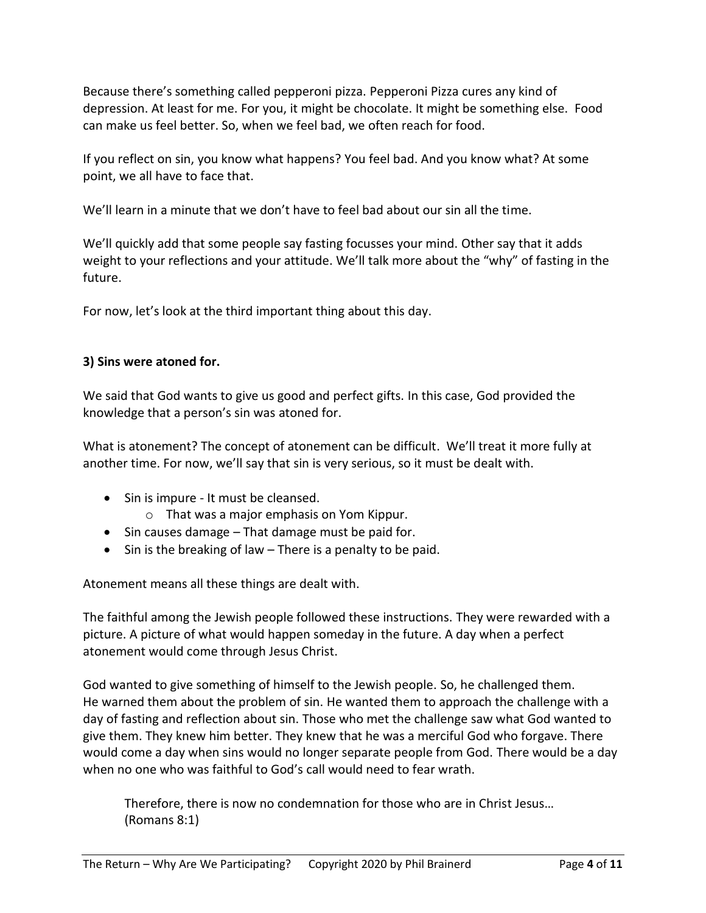Because there's something called pepperoni pizza. Pepperoni Pizza cures any kind of depression. At least for me. For you, it might be chocolate. It might be something else. Food can make us feel better. So, when we feel bad, we often reach for food.

If you reflect on sin, you know what happens? You feel bad. And you know what? At some point, we all have to face that.

We'll learn in a minute that we don't have to feel bad about our sin all the time.

We'll quickly add that some people say fasting focusses your mind. Other say that it adds weight to your reflections and your attitude. We'll talk more about the "why" of fasting in the future.

For now, let's look at the third important thing about this day.

**3) Sins were atoned for.**

We said that God wants to give us good and perfect gifts. In this case, God provided the knowledge that a person's sin was atoned for.

What is atonement? The concept of atonement can be difficult. We'll treat it more fully at another time. For now, we'll say that sin is very serious, so it must be dealt with.

- Sin is impure - It must be cleansed.
    - That was a major emphasis on Yom Kippur.
- Sin causes damage – That damage must be paid for.
- Sin is the breaking of law – There is a penalty to be paid.

Atonement means all these things are dealt with.

The faithful among the Jewish people followed these instructions. They were rewarded with a picture. A picture of what would happen someday in the future. A day when a perfect atonement would come through Jesus Christ.

God wanted to give something of himself to the Jewish people. So, he challenged them. He warned them about the problem of sin. He wanted them to approach the challenge with a day of fasting and reflection about sin. Those who met the challenge saw what God wanted to give them. They knew him better. They knew that he was a merciful God who forgave. There would come a day when sins would no longer separate people from God. There would be a day when no one who was faithful to God's call would need to fear wrath.

> Therefore, there is now no condemnation for those who are in Christ Jesus… (Romans 8:1)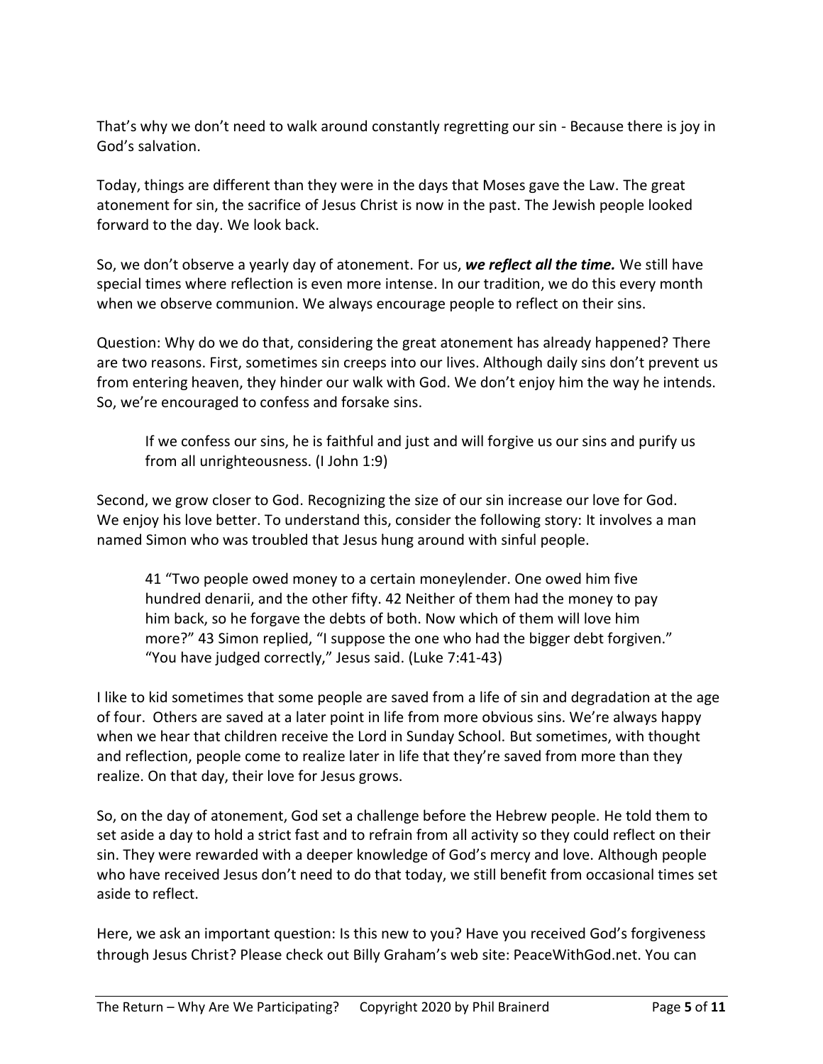That's why we don't need to walk around constantly regretting our sin - Because there is joy in God's salvation.

Today, things are different than they were in the days that Moses gave the Law. The great atonement for sin, the sacrifice of Jesus Christ is now in the past. The Jewish people looked forward to the day. We look back.

So, we don't observe a yearly day of atonement. For us, ***we reflect all the time.*** We still have special times where reflection is even more intense. In our tradition, we do this every month when we observe communion. We always encourage people to reflect on their sins.

Question: Why do we do that, considering the great atonement has already happened? There are two reasons. First, sometimes sin creeps into our lives. Although daily sins don't prevent us from entering heaven, they hinder our walk with God. We don't enjoy him the way he intends. So, we're encouraged to confess and forsake sins.

> If we confess our sins, he is faithful and just and will forgive us our sins and purify us from all unrighteousness. (I John 1:9)

Second, we grow closer to God. Recognizing the size of our sin increase our love for God. We enjoy his love better. To understand this, consider the following story: It involves a man named Simon who was troubled that Jesus hung around with sinful people.

> 41 "Two people owed money to a certain moneylender. One owed him five hundred denarii, and the other fifty. 42 Neither of them had the money to pay him back, so he forgave the debts of both. Now which of them will love him more?" 43 Simon replied, "I suppose the one who had the bigger debt forgiven." "You have judged correctly," Jesus said. (Luke 7:41-43)

I like to kid sometimes that some people are saved from a life of sin and degradation at the age of four. Others are saved at a later point in life from more obvious sins. We're always happy when we hear that children receive the Lord in Sunday School. But sometimes, with thought and reflection, people come to realize later in life that they're saved from more than they realize. On that day, their love for Jesus grows.

So, on the day of atonement, God set a challenge before the Hebrew people. He told them to set aside a day to hold a strict fast and to refrain from all activity so they could reflect on their sin. They were rewarded with a deeper knowledge of God's mercy and love. Although people who have received Jesus don't need to do that today, we still benefit from occasional times set aside to reflect.

Here, we ask an important question: Is this new to you? Have you received God's forgiveness through Jesus Christ? Please check out Billy Graham's web site: PeaceWithGod.net. You can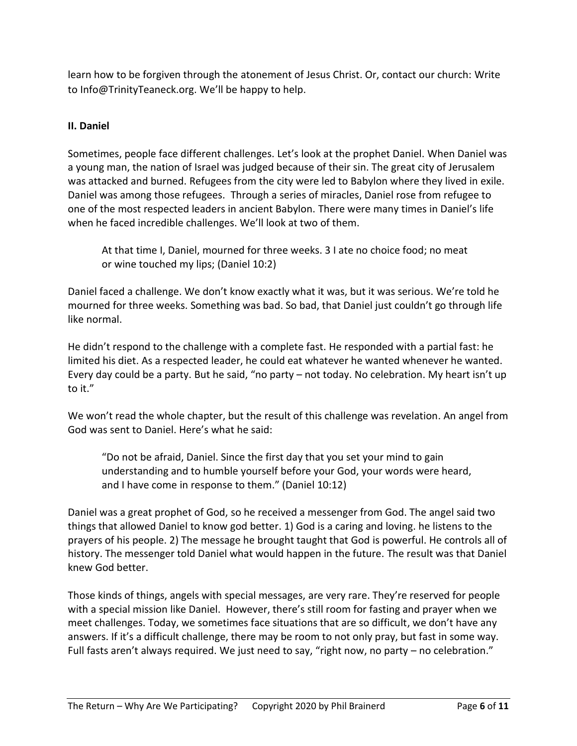learn how to be forgiven through the atonement of Jesus Christ. Or, contact our church: Write to Info@TrinityTeaneck.org. We'll be happy to help.

**II. Daniel**

Sometimes, people face different challenges. Let's look at the prophet Daniel. When Daniel was a young man, the nation of Israel was judged because of their sin. The great city of Jerusalem was attacked and burned. Refugees from the city were led to Babylon where they lived in exile. Daniel was among those refugees. Through a series of miracles, Daniel rose from refugee to one of the most respected leaders in ancient Babylon. There were many times in Daniel's life when he faced incredible challenges. We'll look at two of them.

> At that time I, Daniel, mourned for three weeks. 3 I ate no choice food; no meat or wine touched my lips; (Daniel 10:2)

Daniel faced a challenge. We don't know exactly what it was, but it was serious. We're told he mourned for three weeks. Something was bad. So bad, that Daniel just couldn't go through life like normal.

He didn't respond to the challenge with a complete fast. He responded with a partial fast: he limited his diet. As a respected leader, he could eat whatever he wanted whenever he wanted. Every day could be a party. But he said, "no party – not today. No celebration. My heart isn't up to it."

We won't read the whole chapter, but the result of this challenge was revelation. An angel from God was sent to Daniel. Here's what he said:

> "Do not be afraid, Daniel. Since the first day that you set your mind to gain understanding and to humble yourself before your God, your words were heard, and I have come in response to them." (Daniel 10:12)

Daniel was a great prophet of God, so he received a messenger from God. The angel said two things that allowed Daniel to know god better. 1) God is a caring and loving. he listens to the prayers of his people. 2) The message he brought taught that God is powerful. He controls all of history. The messenger told Daniel what would happen in the future. The result was that Daniel knew God better.

Those kinds of things, angels with special messages, are very rare. They're reserved for people with a special mission like Daniel. However, there's still room for fasting and prayer when we meet challenges. Today, we sometimes face situations that are so difficult, we don't have any answers. If it's a difficult challenge, there may be room to not only pray, but fast in some way. Full fasts aren't always required. We just need to say, "right now, no party – no celebration."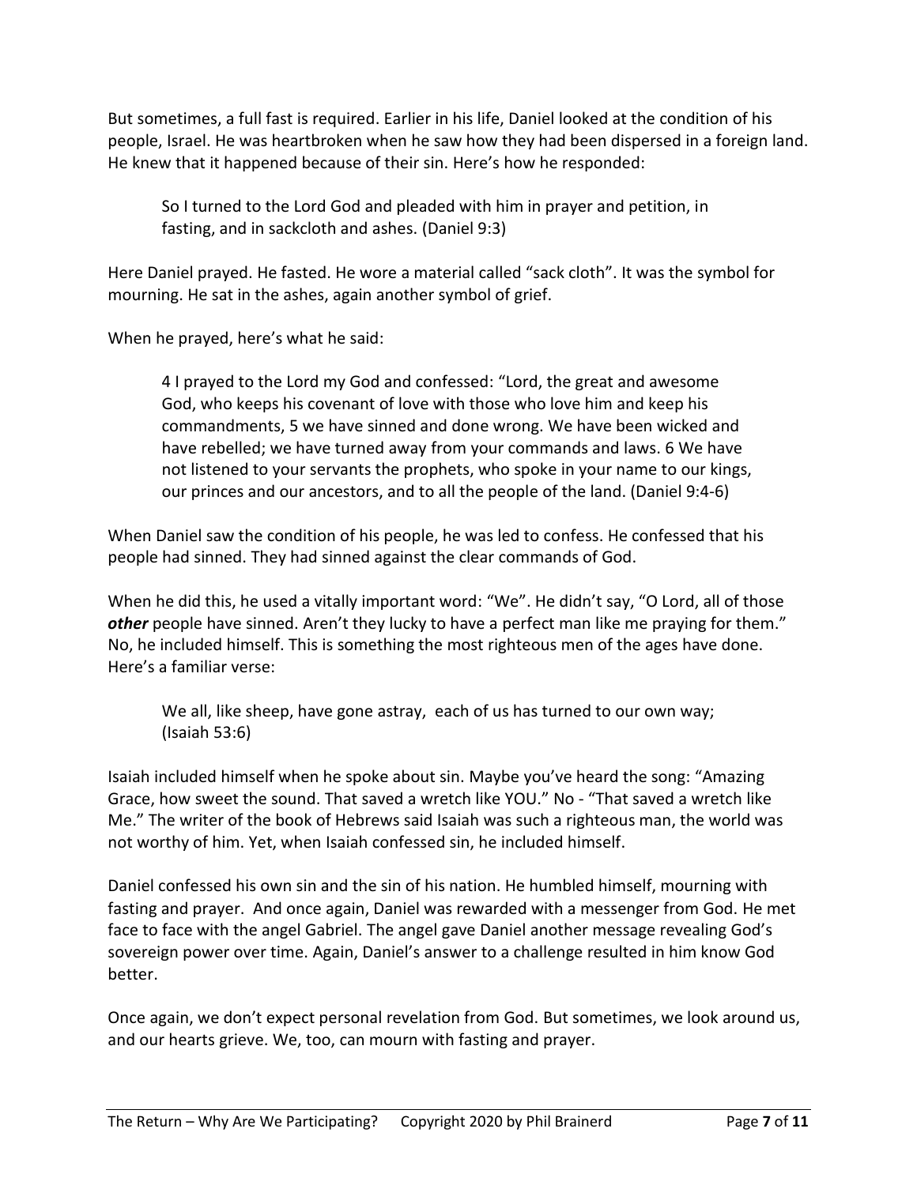But sometimes, a full fast is required. Earlier in his life, Daniel looked at the condition of his people, Israel. He was heartbroken when he saw how they had been dispersed in a foreign land. He knew that it happened because of their sin. Here's how he responded:

> So I turned to the Lord God and pleaded with him in prayer and petition, in fasting, and in sackcloth and ashes. (Daniel 9:3)

Here Daniel prayed. He fasted. He wore a material called "sack cloth". It was the symbol for mourning. He sat in the ashes, again another symbol of grief.

When he prayed, here's what he said:

> 4 I prayed to the Lord my God and confessed: "Lord, the great and awesome God, who keeps his covenant of love with those who love him and keep his commandments, 5 we have sinned and done wrong. We have been wicked and have rebelled; we have turned away from your commands and laws. 6 We have not listened to your servants the prophets, who spoke in your name to our kings, our princes and our ancestors, and to all the people of the land. (Daniel 9:4-6)

When Daniel saw the condition of his people, he was led to confess. He confessed that his people had sinned. They had sinned against the clear commands of God.

When he did this, he used a vitally important word: "We". He didn't say, "O Lord, all of those ***other*** people have sinned. Aren't they lucky to have a perfect man like me praying for them." No, he included himself. This is something the most righteous men of the ages have done. Here's a familiar verse:

> We all, like sheep, have gone astray, each of us has turned to our own way; (Isaiah 53:6)

Isaiah included himself when he spoke about sin. Maybe you've heard the song: "Amazing Grace, how sweet the sound. That saved a wretch like YOU." No - "That saved a wretch like Me." The writer of the book of Hebrews said Isaiah was such a righteous man, the world was not worthy of him. Yet, when Isaiah confessed sin, he included himself.

Daniel confessed his own sin and the sin of his nation. He humbled himself, mourning with fasting and prayer. And once again, Daniel was rewarded with a messenger from God. He met face to face with the angel Gabriel. The angel gave Daniel another message revealing God's sovereign power over time. Again, Daniel's answer to a challenge resulted in him know God better.

Once again, we don't expect personal revelation from God. But sometimes, we look around us, and our hearts grieve. We, too, can mourn with fasting and prayer.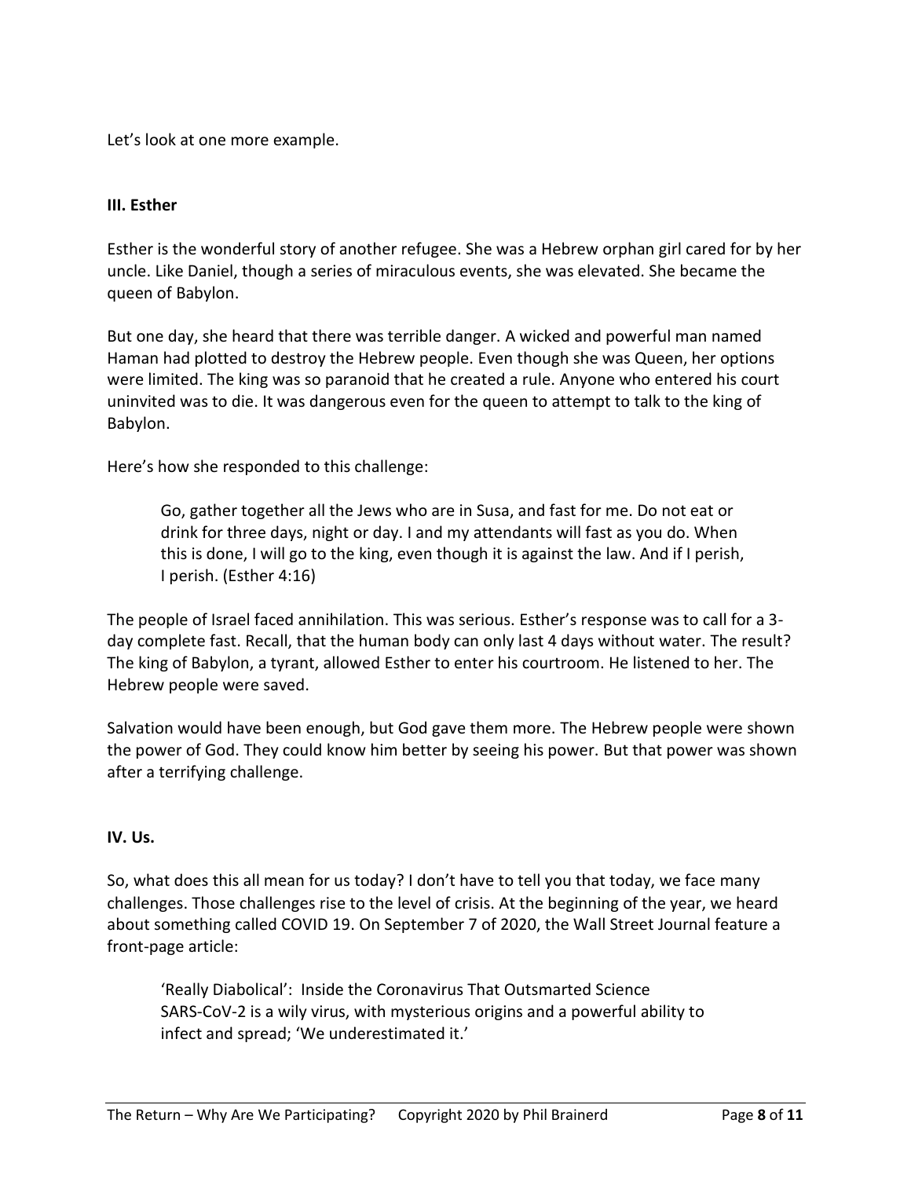Let's look at one more example.

**III. Esther**

Esther is the wonderful story of another refugee. She was a Hebrew orphan girl cared for by her uncle. Like Daniel, though a series of miraculous events, she was elevated. She became the queen of Babylon.

But one day, she heard that there was terrible danger. A wicked and powerful man named Haman had plotted to destroy the Hebrew people. Even though she was Queen, her options were limited. The king was so paranoid that he created a rule. Anyone who entered his court uninvited was to die. It was dangerous even for the queen to attempt to talk to the king of Babylon.

Here's how she responded to this challenge:

> Go, gather together all the Jews who are in Susa, and fast for me. Do not eat or drink for three days, night or day. I and my attendants will fast as you do. When this is done, I will go to the king, even though it is against the law. And if I perish, I perish. (Esther 4:16)

The people of Israel faced annihilation. This was serious. Esther's response was to call for a 3-day complete fast. Recall, that the human body can only last 4 days without water. The result? The king of Babylon, a tyrant, allowed Esther to enter his courtroom. He listened to her. The Hebrew people were saved.

Salvation would have been enough, but God gave them more. The Hebrew people were shown the power of God. They could know him better by seeing his power. But that power was shown after a terrifying challenge.

**IV. Us.**

So, what does this all mean for us today? I don't have to tell you that today, we face many challenges. Those challenges rise to the level of crisis. At the beginning of the year, we heard about something called COVID 19. On September 7 of 2020, the Wall Street Journal feature a front-page article:

> 'Really Diabolical': Inside the Coronavirus That Outsmarted Science
> SARS-CoV-2 is a wily virus, with mysterious origins and a powerful ability to infect and spread; 'We underestimated it.'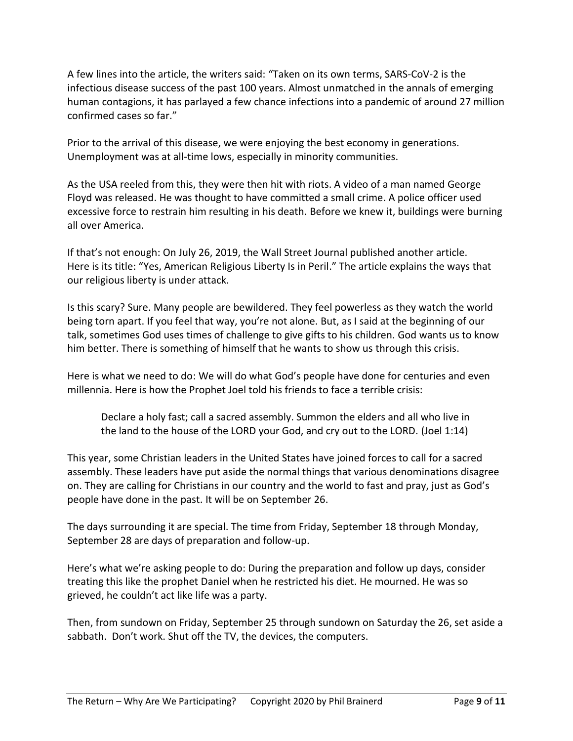A few lines into the article, the writers said: "Taken on its own terms, SARS-CoV-2 is the infectious disease success of the past 100 years. Almost unmatched in the annals of emerging human contagions, it has parlayed a few chance infections into a pandemic of around 27 million confirmed cases so far."

Prior to the arrival of this disease, we were enjoying the best economy in generations. Unemployment was at all-time lows, especially in minority communities.

As the USA reeled from this, they were then hit with riots. A video of a man named George Floyd was released. He was thought to have committed a small crime. A police officer used excessive force to restrain him resulting in his death. Before we knew it, buildings were burning all over America.

If that's not enough: On July 26, 2019, the Wall Street Journal published another article. Here is its title: "Yes, American Religious Liberty Is in Peril." The article explains the ways that our religious liberty is under attack.

Is this scary? Sure. Many people are bewildered. They feel powerless as they watch the world being torn apart. If you feel that way, you're not alone. But, as I said at the beginning of our talk, sometimes God uses times of challenge to give gifts to his children. God wants us to know him better. There is something of himself that he wants to show us through this crisis.

Here is what we need to do: We will do what God's people have done for centuries and even millennia. Here is how the Prophet Joel told his friends to face a terrible crisis:

> Declare a holy fast; call a sacred assembly. Summon the elders and all who live in the land to the house of the LORD your God, and cry out to the LORD. (Joel 1:14)

This year, some Christian leaders in the United States have joined forces to call for a sacred assembly. These leaders have put aside the normal things that various denominations disagree on. They are calling for Christians in our country and the world to fast and pray, just as God's people have done in the past. It will be on September 26.

The days surrounding it are special. The time from Friday, September 18 through Monday, September 28 are days of preparation and follow-up.

Here's what we're asking people to do: During the preparation and follow up days, consider treating this like the prophet Daniel when he restricted his diet. He mourned. He was so grieved, he couldn't act like life was a party.

Then, from sundown on Friday, September 25 through sundown on Saturday the 26, set aside a sabbath. Don't work. Shut off the TV, the devices, the computers.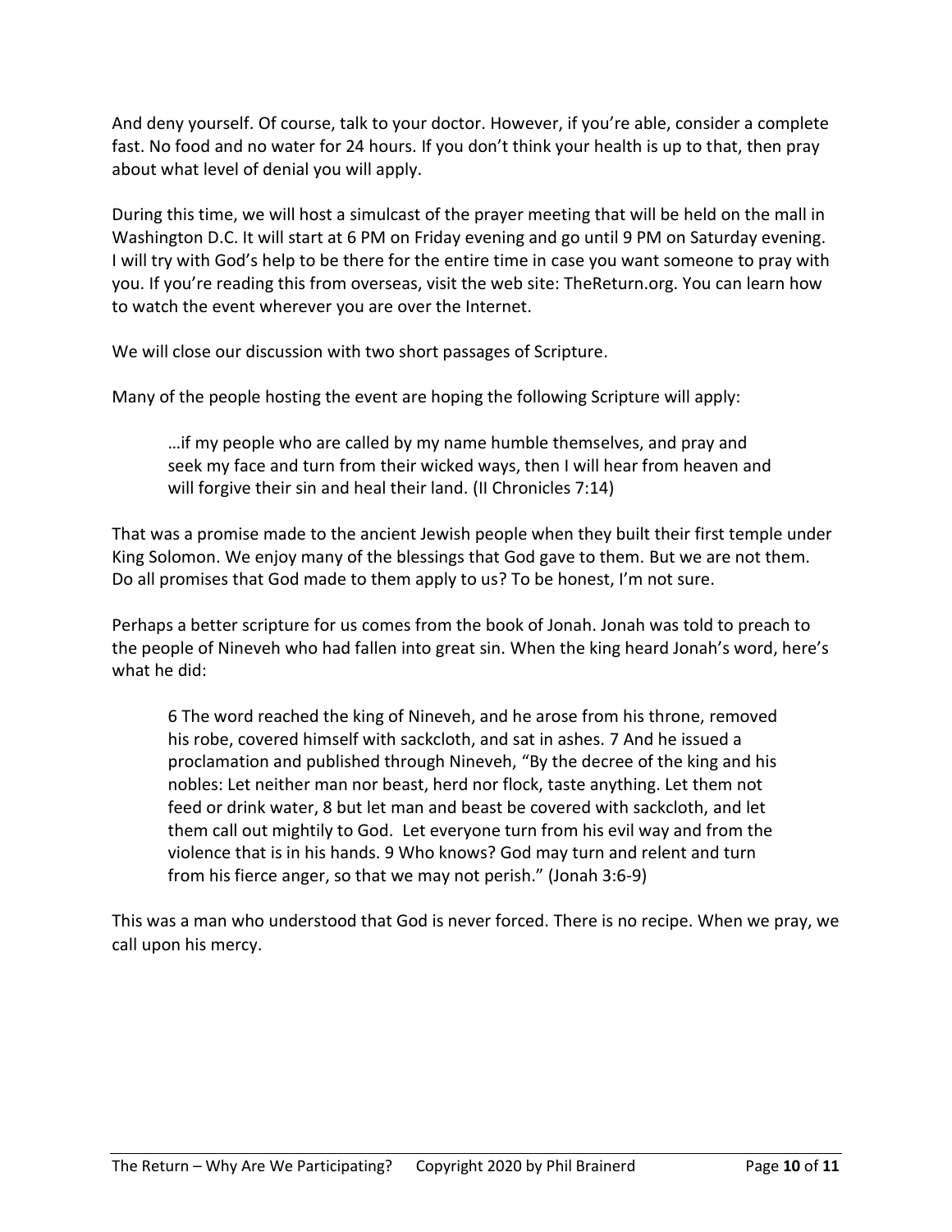And deny yourself. Of course, talk to your doctor. However, if you're able, consider a complete fast. No food and no water for 24 hours. If you don't think your health is up to that, then pray about what level of denial you will apply.

During this time, we will host a simulcast of the prayer meeting that will be held on the mall in Washington D.C. It will start at 6 PM on Friday evening and go until 9 PM on Saturday evening. I will try with God's help to be there for the entire time in case you want someone to pray with you. If you're reading this from overseas, visit the web site: TheReturn.org. You can learn how to watch the event wherever you are over the Internet.

We will close our discussion with two short passages of Scripture.

Many of the people hosting the event are hoping the following Scripture will apply:

> …if my people who are called by my name humble themselves, and pray and seek my face and turn from their wicked ways, then I will hear from heaven and will forgive their sin and heal their land. (II Chronicles 7:14)

That was a promise made to the ancient Jewish people when they built their first temple under King Solomon. We enjoy many of the blessings that God gave to them. But we are not them. Do all promises that God made to them apply to us? To be honest, I'm not sure.

Perhaps a better scripture for us comes from the book of Jonah. Jonah was told to preach to the people of Nineveh who had fallen into great sin. When the king heard Jonah's word, here's what he did:

> 6 The word reached the king of Nineveh, and he arose from his throne, removed his robe, covered himself with sackcloth, and sat in ashes. 7 And he issued a proclamation and published through Nineveh, "By the decree of the king and his nobles: Let neither man nor beast, herd nor flock, taste anything. Let them not feed or drink water, 8 but let man and beast be covered with sackcloth, and let them call out mightily to God. Let everyone turn from his evil way and from the violence that is in his hands. 9 Who knows? God may turn and relent and turn from his fierce anger, so that we may not perish." (Jonah 3:6-9)

This was a man who understood that God is never forced. There is no recipe. When we pray, we call upon his mercy.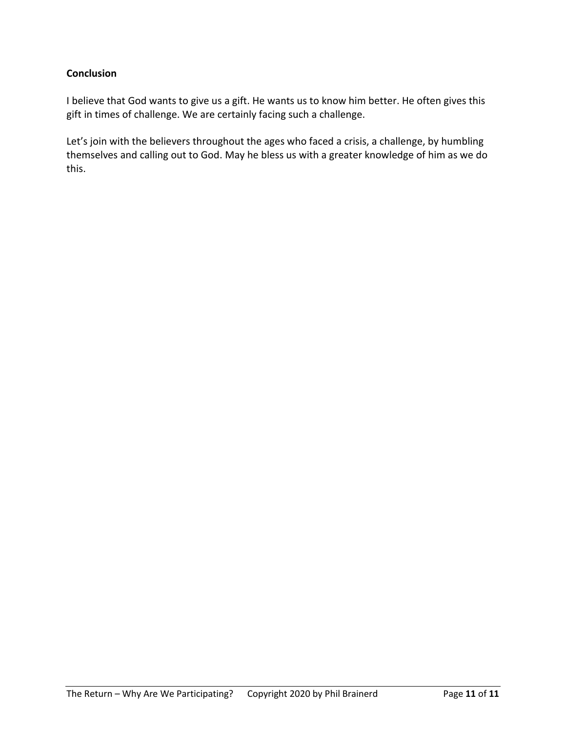**Conclusion**

I believe that God wants to give us a gift. He wants us to know him better. He often gives this gift in times of challenge. We are certainly facing such a challenge.

Let's join with the believers throughout the ages who faced a crisis, a challenge, by humbling themselves and calling out to God. May he bless us with a greater knowledge of him as we do this.